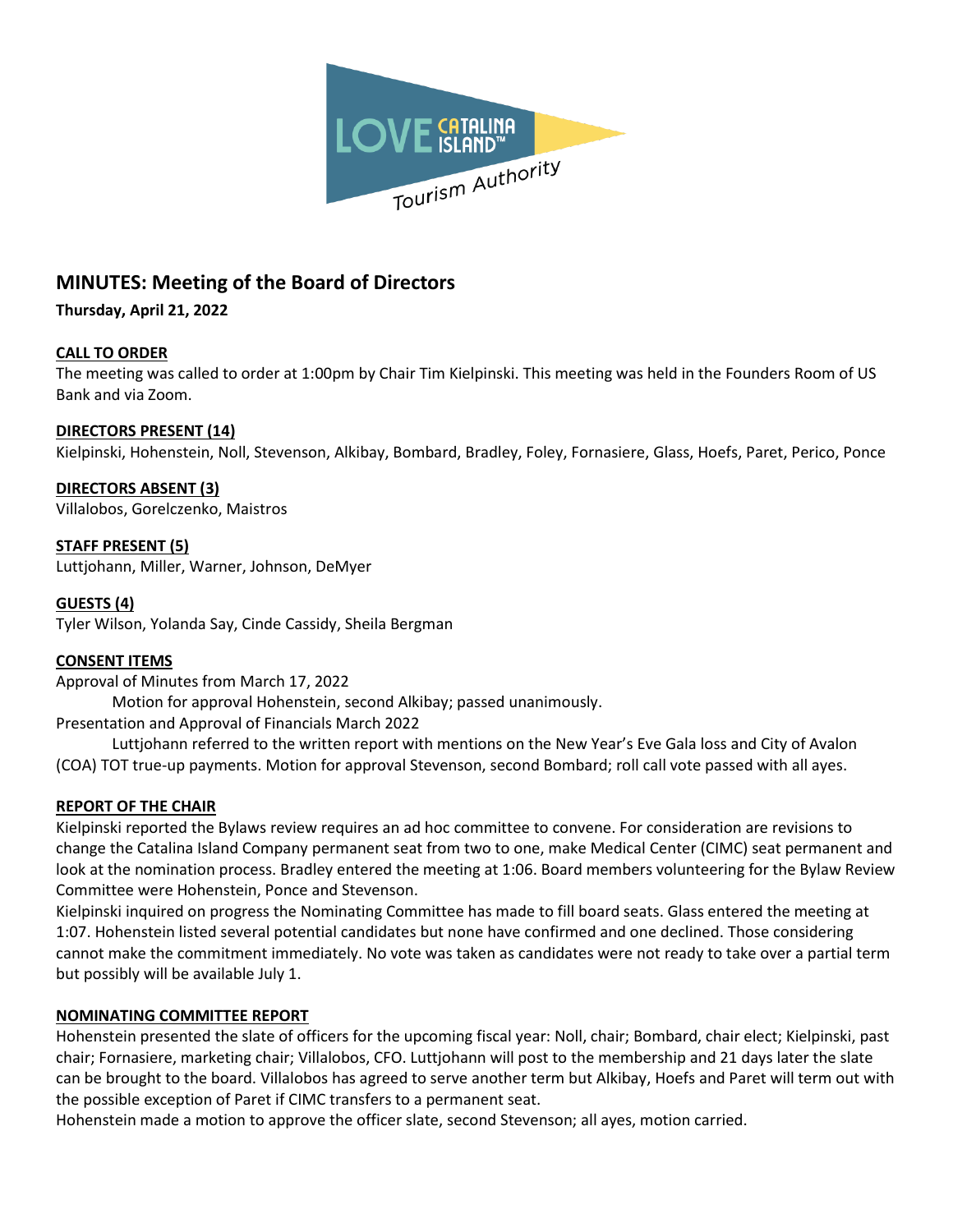# MINUTES: Meeting of the Board of Directors

**Thursday, April 21, 2022**

## CALL TO ORDER

The meeting was called to order at 1:00pm by Chair Tim Kielpinski. This meeting was held in the Founders Room of US Bank and via Zoom.

## DIRECTORS PRESENT (14)

Kielpinski, Hohenstein, Noll, Stevenson, Alkibay, Bombard, Bradley, Foley, Fornasiere, Glass, Hoefs, Paret, Perico, Ponce

## DIRECTORS ABSENT (3)

Villalobos, Gorelczenko, Maistros

## STAFF PRESENT (5)

Luttjohann, Miller, Warner, Johnson, DeMyer

## GUESTS (4)

Tyler Wilson, Yolanda Say, Cinde Cassidy, Sheila Bergman

## CONSENT ITEMS

Approval of Minutes from March 17, 2022

Motion for approval Hohenstein, second Alkibay; passed unanimously.

Presentation and Approval of Financials March 2022

Luttjohann referred to the written report with mentions on the New Year's Eve Gala loss and City of Avalon (COA) TOT true-up payments. Motion for approval Stevenson, second Bombard; roll call vote passed with all ayes.

## REPORT OF THE CHAIR

Kielpinski reported the Bylaws review requires an ad hoc committee to convene. For consideration are revisions to change the Catalina Island Company permanent seat from two to one, make Medical Center (CIMC) seat permanent and look at the nomination process. Bradley entered the meeting at 1:06. Board members volunteering for the Bylaw Review Committee were Hohenstein, Ponce and Stevenson.

Kielpinski inquired on progress the Nominating Committee has made to fill board seats. Glass entered the meeting at 1:07. Hohenstein listed several potential candidates but none have confirmed and one declined. Those considering cannot make the commitment immediately. No vote was taken as candidates were not ready to take over a partial term but possibly will be available July 1.

## NOMINATING COMMITTEE REPORT

Hohenstein presented the slate of officers for the upcoming fiscal year: Noll, chair; Bombard, chair elect; Kielpinski, past chair; Fornasiere, marketing chair; Villalobos, CFO. Luttjohann will post to the membership and 21 days later the slate can be brought to the board. Villalobos has agreed to serve another term but Alkibay, Hoefs and Paret will term out with the possible exception of Paret if CIMC transfers to a permanent seat.

Hohenstein made a motion to approve the officer slate, second Stevenson; all ayes, motion carried.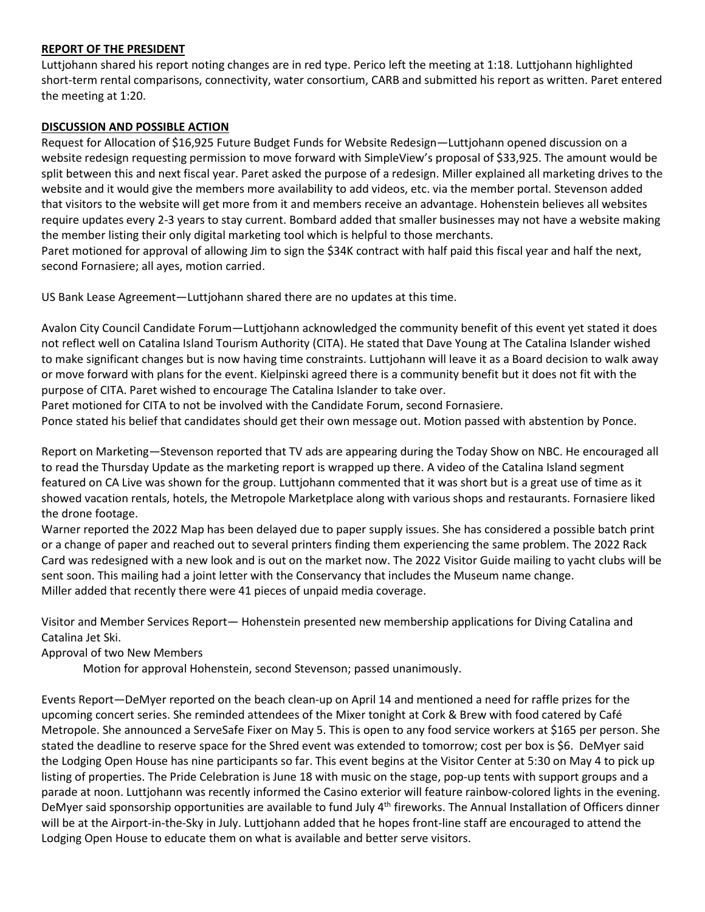**REPORT OF THE PRESIDENT**

Luttjohann shared his report noting changes are in red type. Perico left the meeting at 1:18. Luttjohann highlighted short-term rental comparisons, connectivity, water consortium, CARB and submitted his report as written. Paret entered the meeting at 1:20.

**DISCUSSION AND POSSIBLE ACTION**

Request for Allocation of $16,925 Future Budget Funds for Website Redesign—Luttjohann opened discussion on a website redesign requesting permission to move forward with SimpleView's proposal of $33,925. The amount would be split between this and next fiscal year. Paret asked the purpose of a redesign. Miller explained all marketing drives to the website and it would give the members more availability to add videos, etc. via the member portal. Stevenson added that visitors to the website will get more from it and members receive an advantage. Hohenstein believes all websites require updates every 2-3 years to stay current. Bombard added that smaller businesses may not have a website making the member listing their only digital marketing tool which is helpful to those merchants.
Paret motioned for approval of allowing Jim to sign the $34K contract with half paid this fiscal year and half the next, second Fornasiere; all ayes, motion carried.

US Bank Lease Agreement—Luttjohann shared there are no updates at this time.

Avalon City Council Candidate Forum—Luttjohann acknowledged the community benefit of this event yet stated it does not reflect well on Catalina Island Tourism Authority (CITA). He stated that Dave Young at The Catalina Islander wished to make significant changes but is now having time constraints. Luttjohann will leave it as a Board decision to walk away or move forward with plans for the event. Kielpinski agreed there is a community benefit but it does not fit with the purpose of CITA. Paret wished to encourage The Catalina Islander to take over.
Paret motioned for CITA to not be involved with the Candidate Forum, second Fornasiere.
Ponce stated his belief that candidates should get their own message out. Motion passed with abstention by Ponce.

Report on Marketing—Stevenson reported that TV ads are appearing during the Today Show on NBC. He encouraged all to read the Thursday Update as the marketing report is wrapped up there. A video of the Catalina Island segment featured on CA Live was shown for the group. Luttjohann commented that it was short but is a great use of time as it showed vacation rentals, hotels, the Metropole Marketplace along with various shops and restaurants. Fornasiere liked the drone footage.
Warner reported the 2022 Map has been delayed due to paper supply issues. She has considered a possible batch print or a change of paper and reached out to several printers finding them experiencing the same problem. The 2022 Rack Card was redesigned with a new look and is out on the market now. The 2022 Visitor Guide mailing to yacht clubs will be sent soon. This mailing had a joint letter with the Conservancy that includes the Museum name change.
Miller added that recently there were 41 pieces of unpaid media coverage.

Visitor and Member Services Report— Hohenstein presented new membership applications for Diving Catalina and Catalina Jet Ski.
Approval of two New Members
    Motion for approval Hohenstein, second Stevenson; passed unanimously.

Events Report—DeMyer reported on the beach clean-up on April 14 and mentioned a need for raffle prizes for the upcoming concert series. She reminded attendees of the Mixer tonight at Cork & Brew with food catered by Café Metropole. She announced a ServeSafe Fixer on May 5. This is open to any food service workers at $165 per person. She stated the deadline to reserve space for the Shred event was extended to tomorrow; cost per box is $6. DeMyer said the Lodging Open House has nine participants so far. This event begins at the Visitor Center at 5:30 on May 4 to pick up listing of properties. The Pride Celebration is June 18 with music on the stage, pop-up tents with support groups and a parade at noon. Luttjohann was recently informed the Casino exterior will feature rainbow-colored lights in the evening. DeMyer said sponsorship opportunities are available to fund July 4th fireworks. The Annual Installation of Officers dinner will be at the Airport-in-the-Sky in July. Luttjohann added that he hopes front-line staff are encouraged to attend the Lodging Open House to educate them on what is available and better serve visitors.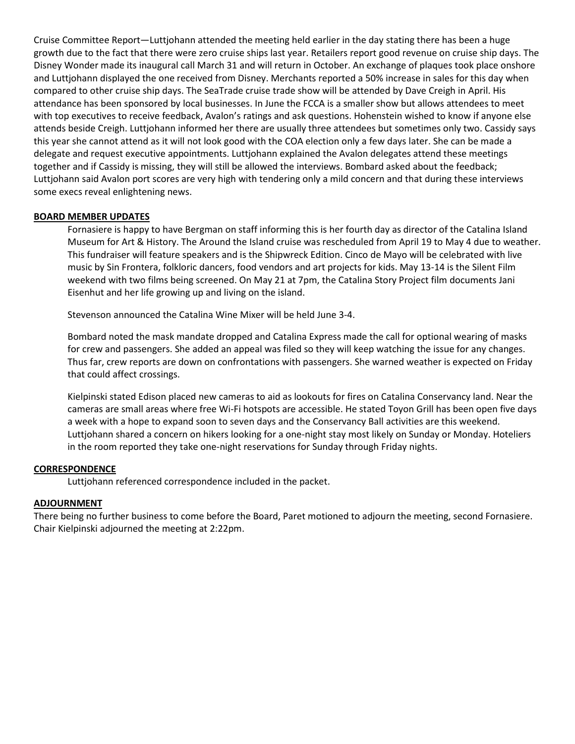Cruise Committee Report—Luttjohann attended the meeting held earlier in the day stating there has been a huge growth due to the fact that there were zero cruise ships last year. Retailers report good revenue on cruise ship days. The Disney Wonder made its inaugural call March 31 and will return in October. An exchange of plaques took place onshore and Luttjohann displayed the one received from Disney. Merchants reported a 50% increase in sales for this day when compared to other cruise ship days. The SeaTrade cruise trade show will be attended by Dave Creigh in April. His attendance has been sponsored by local businesses. In June the FCCA is a smaller show but allows attendees to meet with top executives to receive feedback, Avalon's ratings and ask questions. Hohenstein wished to know if anyone else attends beside Creigh. Luttjohann informed her there are usually three attendees but sometimes only two. Cassidy says this year she cannot attend as it will not look good with the COA election only a few days later. She can be made a delegate and request executive appointments. Luttjohann explained the Avalon delegates attend these meetings together and if Cassidy is missing, they will still be allowed the interviews. Bombard asked about the feedback; Luttjohann said Avalon port scores are very high with tendering only a mild concern and that during these interviews some execs reveal enlightening news.

**BOARD MEMBER UPDATES**

Fornasiere is happy to have Bergman on staff informing this is her fourth day as director of the Catalina Island Museum for Art & History. The Around the Island cruise was rescheduled from April 19 to May 4 due to weather. This fundraiser will feature speakers and is the Shipwreck Edition. Cinco de Mayo will be celebrated with live music by Sin Frontera, folkloric dancers, food vendors and art projects for kids. May 13-14 is the Silent Film weekend with two films being screened. On May 21 at 7pm, the Catalina Story Project film documents Jani Eisenhut and her life growing up and living on the island.

Stevenson announced the Catalina Wine Mixer will be held June 3-4.

Bombard noted the mask mandate dropped and Catalina Express made the call for optional wearing of masks for crew and passengers. She added an appeal was filed so they will keep watching the issue for any changes. Thus far, crew reports are down on confrontations with passengers. She warned weather is expected on Friday that could affect crossings.

Kielpinski stated Edison placed new cameras to aid as lookouts for fires on Catalina Conservancy land. Near the cameras are small areas where free Wi-Fi hotspots are accessible. He stated Toyon Grill has been open five days a week with a hope to expand soon to seven days and the Conservancy Ball activities are this weekend. Luttjohann shared a concern on hikers looking for a one-night stay most likely on Sunday or Monday. Hoteliers in the room reported they take one-night reservations for Sunday through Friday nights.

**CORRESPONDENCE**

Luttjohann referenced correspondence included in the packet.

**ADJOURNMENT**

There being no further business to come before the Board, Paret motioned to adjourn the meeting, second Fornasiere. Chair Kielpinski adjourned the meeting at 2:22pm.